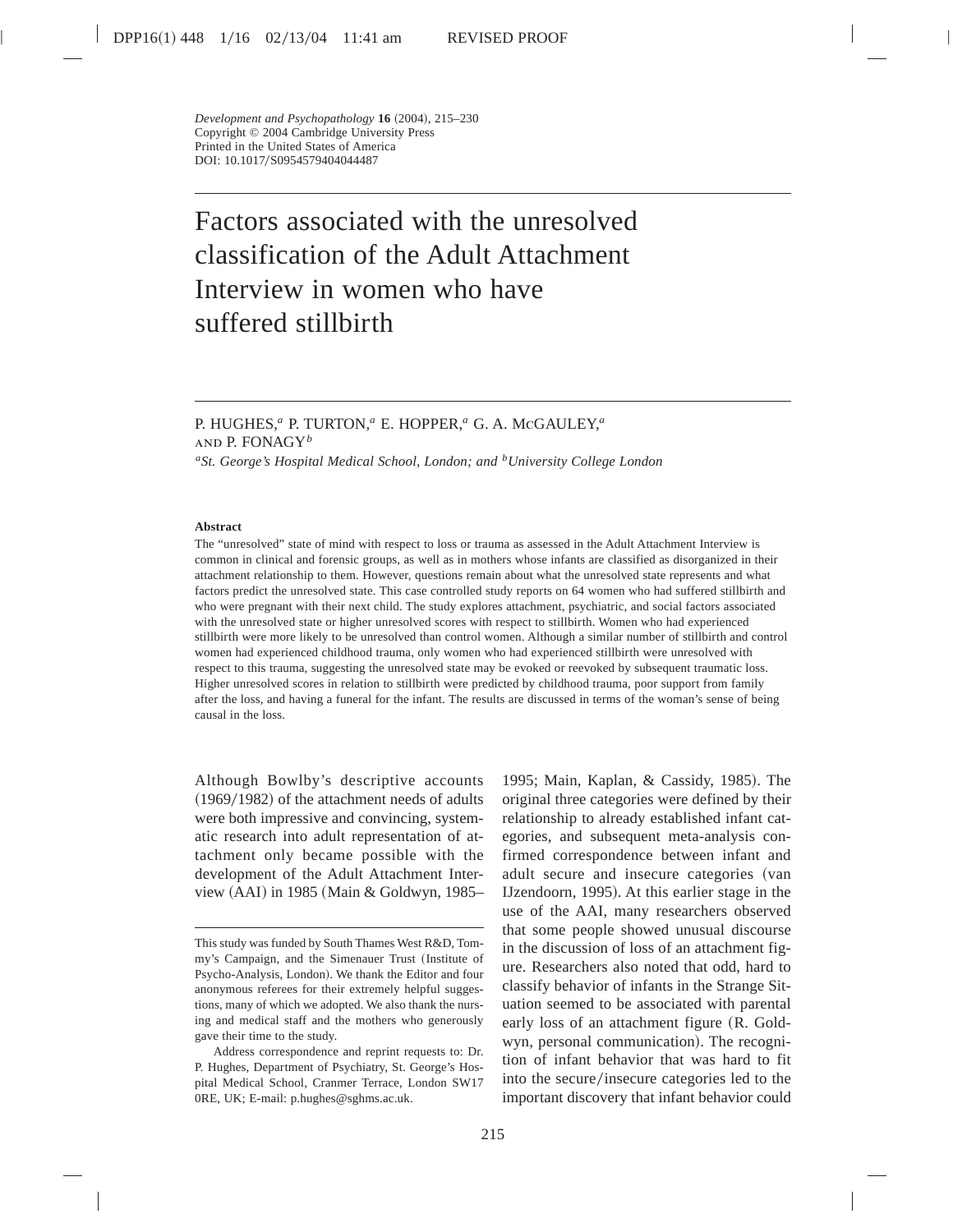# Factors associated with the unresolved classification of the Adult Attachment Interview in women who have suffered stillbirth

P. HUGHES,[a] P. TURTON,[a] E. HOPPER,[a] G. A. McGAULEY,[a] AND P. FONAGY[b]

[a]*St. George's Hospital Medical School, London; and* [b]*University College London*

## Abstract

The "unresolved" state of mind with respect to loss or trauma as assessed in the Adult Attachment Interview is common in clinical and forensic groups, as well as in mothers whose infants are classified as disorganized in their attachment relationship to them. However, questions remain about what the unresolved state represents and what factors predict the unresolved state. This case controlled study reports on 64 women who had suffered stillbirth and who were pregnant with their next child. The study explores attachment, psychiatric, and social factors associated with the unresolved state or higher unresolved scores with respect to stillbirth. Women who had experienced stillbirth were more likely to be unresolved than control women. Although a similar number of stillbirth and control women had experienced childhood trauma, only women who had experienced stillbirth were unresolved with respect to this trauma, suggesting the unresolved state may be evoked or reevoked by subsequent traumatic loss. Higher unresolved scores in relation to stillbirth were predicted by childhood trauma, poor support from family after the loss, and having a funeral for the infant. The results are discussed in terms of the woman's sense of being causal in the loss.

Although Bowlby's descriptive accounts (1969/1982) of the attachment needs of adults were both impressive and convincing, systematic research into adult representation of attachment only became possible with the development of the Adult Attachment Interview (AAI) in 1985 (Main & Goldwyn, 1985–1995; Main, Kaplan, & Cassidy, 1985). The original three categories were defined by their relationship to already established infant categories, and subsequent meta-analysis confirmed correspondence between infant and adult secure and insecure categories (van IJzendoorn, 1995). At this earlier stage in the use of the AAI, many researchers observed that some people showed unusual discourse in the discussion of loss of an attachment figure. Researchers also noted that odd, hard to classify behavior of infants in the Strange Situation seemed to be associated with parental early loss of an attachment figure (R. Goldwyn, personal communication). The recognition of infant behavior that was hard to fit into the secure/insecure categories led to the important discovery that infant behavior could

---

This study was funded by South Thames West R&D, Tommy's Campaign, and the Simenauer Trust (Institute of Psycho-Analysis, London). We thank the Editor and four anonymous referees for their extremely helpful suggestions, many of which we adopted. We also thank the nursing and medical staff and the mothers who generously gave their time to the study.

Address correspondence and reprint requests to: Dr. P. Hughes, Department of Psychiatry, St. George's Hospital Medical School, Cranmer Terrace, London SW17 0RE, UK; E-mail: p.hughes@sghms.ac.uk.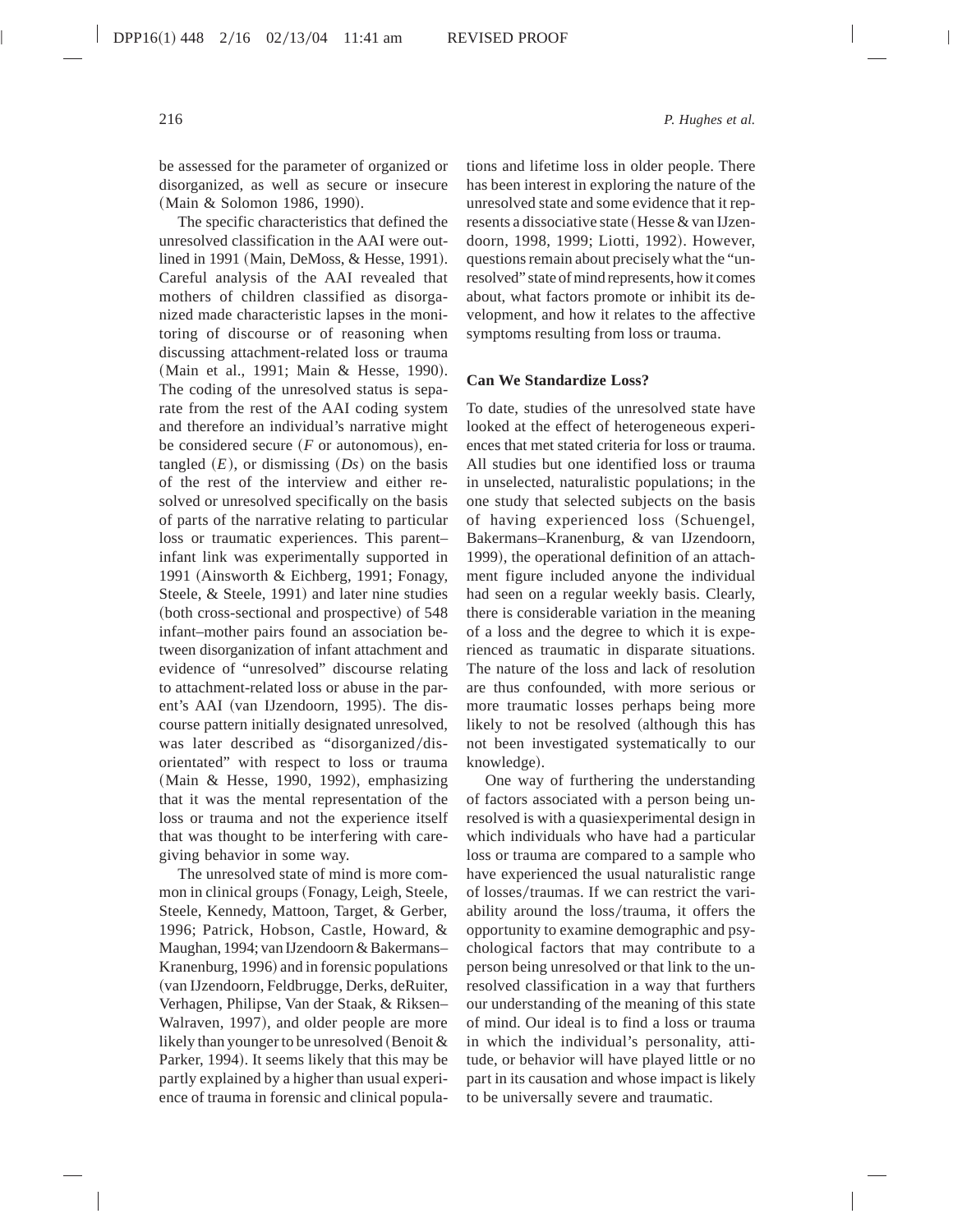be assessed for the parameter of organized or disorganized, as well as secure or insecure (Main & Solomon 1986, 1990).

The specific characteristics that defined the unresolved classification in the AAI were outlined in 1991 (Main, DeMoss, & Hesse, 1991). Careful analysis of the AAI revealed that mothers of children classified as disorganized made characteristic lapses in the monitoring of discourse or of reasoning when discussing attachment-related loss or trauma (Main et al., 1991; Main & Hesse, 1990). The coding of the unresolved status is separate from the rest of the AAI coding system and therefore an individual's narrative might be considered secure (*F* or autonomous), entangled (*E*), or dismissing (*Ds*) on the basis of the rest of the interview and either resolved or unresolved specifically on the basis of parts of the narrative relating to particular loss or traumatic experiences. This parent–infant link was experimentally supported in 1991 (Ainsworth & Eichberg, 1991; Fonagy, Steele, & Steele, 1991) and later nine studies (both cross-sectional and prospective) of 548 infant–mother pairs found an association between disorganization of infant attachment and evidence of "unresolved" discourse relating to attachment-related loss or abuse in the parent's AAI (van IJzendoorn, 1995). The discourse pattern initially designated unresolved, was later described as "disorganized/disorientated" with respect to loss or trauma (Main & Hesse, 1990, 1992), emphasizing that it was the mental representation of the loss or trauma and not the experience itself that was thought to be interfering with caregiving behavior in some way.

The unresolved state of mind is more common in clinical groups (Fonagy, Leigh, Steele, Steele, Kennedy, Mattoon, Target, & Gerber, 1996; Patrick, Hobson, Castle, Howard, & Maughan, 1994; van IJzendoorn & Bakermans–Kranenburg, 1996) and in forensic populations (van IJzendoorn, Feldbrugge, Derks, deRuiter, Verhagen, Philipse, Van der Staak, & Riksen–Walraven, 1997), and older people are more likely than younger to be unresolved (Benoit & Parker, 1994). It seems likely that this may be partly explained by a higher than usual experience of trauma in forensic and clinical populations and lifetime loss in older people. There has been interest in exploring the nature of the unresolved state and some evidence that it represents a dissociative state (Hesse & van IJzendoorn, 1998, 1999; Liotti, 1992). However, questions remain about precisely what the "unresolved" state of mind represents, how it comes about, what factors promote or inhibit its development, and how it relates to the affective symptoms resulting from loss or trauma.

### Can We Standardize Loss?

To date, studies of the unresolved state have looked at the effect of heterogeneous experiences that met stated criteria for loss or trauma. All studies but one identified loss or trauma in unselected, naturalistic populations; in the one study that selected subjects on the basis of having experienced loss (Schuengel, Bakermans–Kranenburg, & van IJzendoorn, 1999), the operational definition of an attachment figure included anyone the individual had seen on a regular weekly basis. Clearly, there is considerable variation in the meaning of a loss and the degree to which it is experienced as traumatic in disparate situations. The nature of the loss and lack of resolution are thus confounded, with more serious or more traumatic losses perhaps being more likely to not be resolved (although this has not been investigated systematically to our knowledge).

One way of furthering the understanding of factors associated with a person being unresolved is with a quasiexperimental design in which individuals who have had a particular loss or trauma are compared to a sample who have experienced the usual naturalistic range of losses/traumas. If we can restrict the variability around the loss/trauma, it offers the opportunity to examine demographic and psychological factors that may contribute to a person being unresolved or that link to the unresolved classification in a way that furthers our understanding of the meaning of this state of mind. Our ideal is to find a loss or trauma in which the individual's personality, attitude, or behavior will have played little or no part in its causation and whose impact is likely to be universally severe and traumatic.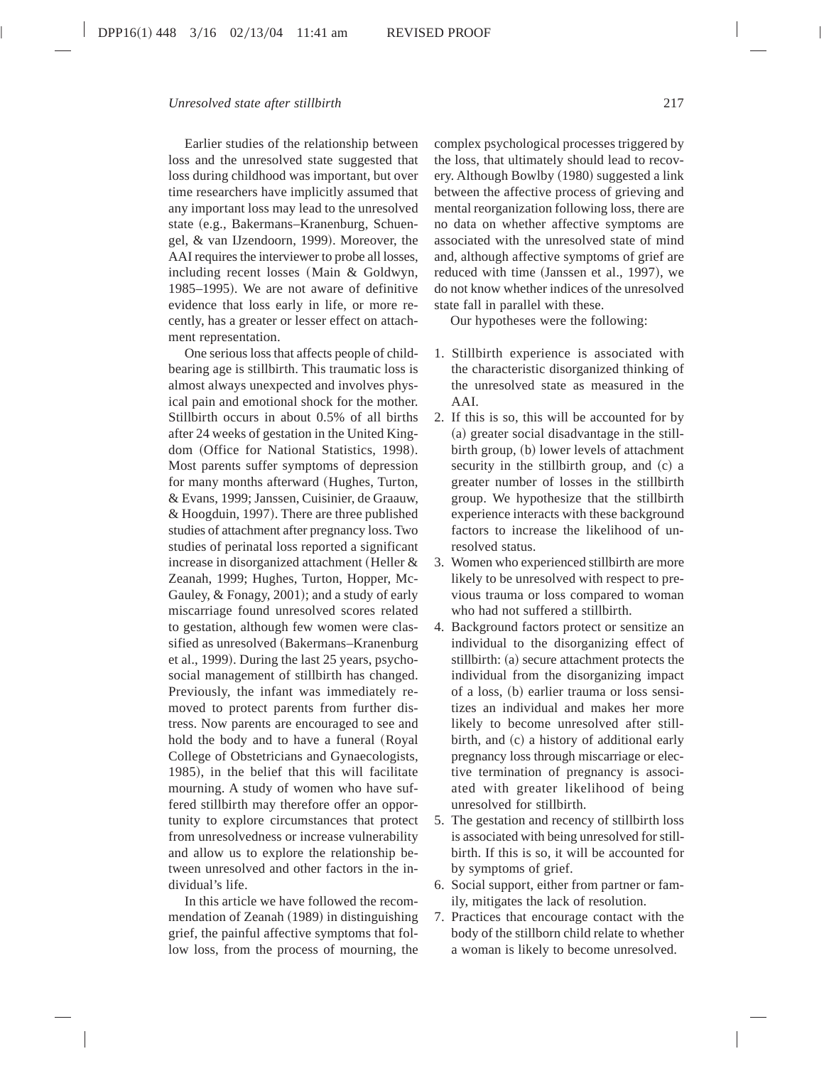Earlier studies of the relationship between loss and the unresolved state suggested that loss during childhood was important, but over time researchers have implicitly assumed that any important loss may lead to the unresolved state (e.g., Bakermans–Kranenburg, Schuengel, & van IJzendoorn, 1999). Moreover, the AAI requires the interviewer to probe all losses, including recent losses (Main & Goldwyn, 1985–1995). We are not aware of definitive evidence that loss early in life, or more recently, has a greater or lesser effect on attachment representation.

One serious loss that affects people of childbearing age is stillbirth. This traumatic loss is almost always unexpected and involves physical pain and emotional shock for the mother. Stillbirth occurs in about 0.5% of all births after 24 weeks of gestation in the United Kingdom (Office for National Statistics, 1998). Most parents suffer symptoms of depression for many months afterward (Hughes, Turton, & Evans, 1999; Janssen, Cuisinier, de Graauw, & Hoogduin, 1997). There are three published studies of attachment after pregnancy loss. Two studies of perinatal loss reported a significant increase in disorganized attachment (Heller & Zeanah, 1999; Hughes, Turton, Hopper, McGauley, & Fonagy, 2001); and a study of early miscarriage found unresolved scores related to gestation, although few women were classified as unresolved (Bakermans–Kranenburg et al., 1999). During the last 25 years, psychosocial management of stillbirth has changed. Previously, the infant was immediately removed to protect parents from further distress. Now parents are encouraged to see and hold the body and to have a funeral (Royal College of Obstetricians and Gynaecologists, 1985), in the belief that this will facilitate mourning. A study of women who have suffered stillbirth may therefore offer an opportunity to explore circumstances that protect from unresolvedness or increase vulnerability and allow us to explore the relationship between unresolved and other factors in the individual's life.

In this article we have followed the recommendation of Zeanah (1989) in distinguishing grief, the painful affective symptoms that follow loss, from the process of mourning, the complex psychological processes triggered by the loss, that ultimately should lead to recovery. Although Bowlby (1980) suggested a link between the affective process of grieving and mental reorganization following loss, there are no data on whether affective symptoms are associated with the unresolved state of mind and, although affective symptoms of grief are reduced with time (Janssen et al., 1997), we do not know whether indices of the unresolved state fall in parallel with these.

Our hypotheses were the following:

1. Stillbirth experience is associated with the characteristic disorganized thinking of the unresolved state as measured in the AAI.
2. If this is so, this will be accounted for by (a) greater social disadvantage in the stillbirth group, (b) lower levels of attachment security in the stillbirth group, and (c) a greater number of losses in the stillbirth group. We hypothesize that the stillbirth experience interacts with these background factors to increase the likelihood of unresolved status.
3. Women who experienced stillbirth are more likely to be unresolved with respect to previous trauma or loss compared to woman who had not suffered a stillbirth.
4. Background factors protect or sensitize an individual to the disorganizing effect of stillbirth: (a) secure attachment protects the individual from the disorganizing impact of a loss, (b) earlier trauma or loss sensitizes an individual and makes her more likely to become unresolved after stillbirth, and (c) a history of additional early pregnancy loss through miscarriage or elective termination of pregnancy is associated with greater likelihood of being unresolved for stillbirth.
5. The gestation and recency of stillbirth loss is associated with being unresolved for stillbirth. If this is so, it will be accounted for by symptoms of grief.
6. Social support, either from partner or family, mitigates the lack of resolution.
7. Practices that encourage contact with the body of the stillborn child relate to whether a woman is likely to become unresolved.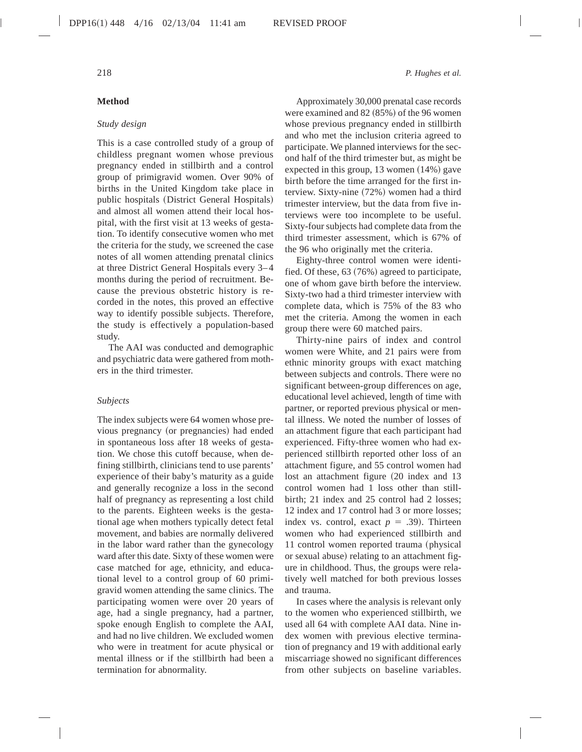## Method

### *Study design*

This is a case controlled study of a group of childless pregnant women whose previous pregnancy ended in stillbirth and a control group of primigravid women. Over 90% of births in the United Kingdom take place in public hospitals (District General Hospitals) and almost all women attend their local hospital, with the first visit at 13 weeks of gestation. To identify consecutive women who met the criteria for the study, we screened the case notes of all women attending prenatal clinics at three District General Hospitals every 3–4 months during the period of recruitment. Because the previous obstetric history is recorded in the notes, this proved an effective way to identify possible subjects. Therefore, the study is effectively a population-based study.

The AAI was conducted and demographic and psychiatric data were gathered from mothers in the third trimester.

### *Subjects*

The index subjects were 64 women whose previous pregnancy (or pregnancies) had ended in spontaneous loss after 18 weeks of gestation. We chose this cutoff because, when defining stillbirth, clinicians tend to use parents' experience of their baby's maturity as a guide and generally recognize a loss in the second half of pregnancy as representing a lost child to the parents. Eighteen weeks is the gestational age when mothers typically detect fetal movement, and babies are normally delivered in the labor ward rather than the gynecology ward after this date. Sixty of these women were case matched for age, ethnicity, and educational level to a control group of 60 primigravid women attending the same clinics. The participating women were over 20 years of age, had a single pregnancy, had a partner, spoke enough English to complete the AAI, and had no live children. We excluded women who were in treatment for acute physical or mental illness or if the stillbirth had been a termination for abnormality.

Approximately 30,000 prenatal case records were examined and 82 (85%) of the 96 women whose previous pregnancy ended in stillbirth and who met the inclusion criteria agreed to participate. We planned interviews for the second half of the third trimester but, as might be expected in this group, 13 women (14%) gave birth before the time arranged for the first interview. Sixty-nine (72%) women had a third trimester interview, but the data from five interviews were too incomplete to be useful. Sixty-four subjects had complete data from the third trimester assessment, which is 67% of the 96 who originally met the criteria.

Eighty-three control women were identified. Of these, 63 (76%) agreed to participate, one of whom gave birth before the interview. Sixty-two had a third trimester interview with complete data, which is 75% of the 83 who met the criteria. Among the women in each group there were 60 matched pairs.

Thirty-nine pairs of index and control women were White, and 21 pairs were from ethnic minority groups with exact matching between subjects and controls. There were no significant between-group differences on age, educational level achieved, length of time with partner, or reported previous physical or mental illness. We noted the number of losses of an attachment figure that each participant had experienced. Fifty-three women who had experienced stillbirth reported other loss of an attachment figure, and 55 control women had lost an attachment figure (20 index and 13 control women had 1 loss other than stillbirth; 21 index and 25 control had 2 losses; 12 index and 17 control had 3 or more losses; index vs. control, exact $p = .39$). Thirteen women who had experienced stillbirth and 11 control women reported trauma (physical or sexual abuse) relating to an attachment figure in childhood. Thus, the groups were relatively well matched for both previous losses and trauma.

In cases where the analysis is relevant only to the women who experienced stillbirth, we used all 64 with complete AAI data. Nine index women with previous elective termination of pregnancy and 19 with additional early miscarriage showed no significant differences from other subjects on baseline variables.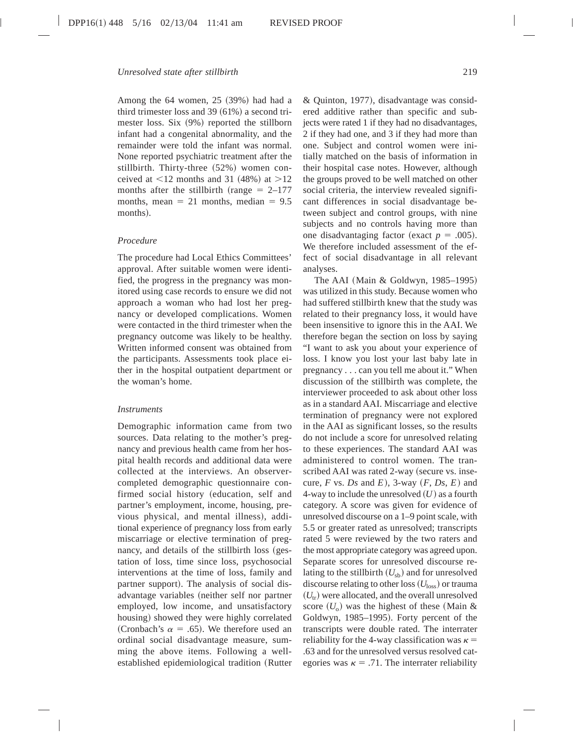Among the 64 women, 25 (39%) had had a third trimester loss and 39 (61%) a second trimester loss. Six (9%) reported the stillborn infant had a congenital abnormality, and the remainder were told the infant was normal. None reported psychiatric treatment after the stillbirth. Thirty-three (52%) women conceived at <12 months and 31 (48%) at >12 months after the stillbirth (range = 2–177 months, mean = 21 months, median = 9.5 months).

### *Procedure*

The procedure had Local Ethics Committees' approval. After suitable women were identified, the progress in the pregnancy was monitored using case records to ensure we did not approach a woman who had lost her pregnancy or developed complications. Women were contacted in the third trimester when the pregnancy outcome was likely to be healthy. Written informed consent was obtained from the participants. Assessments took place either in the hospital outpatient department or the woman's home.

### *Instruments*

Demographic information came from two sources. Data relating to the mother's pregnancy and previous health came from her hospital health records and additional data were collected at the interviews. An observer-completed demographic questionnaire confirmed social history (education, self and partner's employment, income, housing, previous physical, and mental illness), additional experience of pregnancy loss from early miscarriage or elective termination of pregnancy, and details of the stillbirth loss (gestation of loss, time since loss, psychosocial interventions at the time of loss, family and partner support). The analysis of social disadvantage variables (neither self nor partner employed, low income, and unsatisfactory housing) showed they were highly correlated (Cronbach's $\alpha = .65$). We therefore used an ordinal social disadvantage measure, summing the above items. Following a well-established epidemiological tradition (Rutter & Quinton, 1977), disadvantage was considered additive rather than specific and subjects were rated 1 if they had no disadvantages, 2 if they had one, and 3 if they had more than one. Subject and control women were initially matched on the basis of information in their hospital case notes. However, although the groups proved to be well matched on other social criteria, the interview revealed significant differences in social disadvantage between subject and control groups, with nine subjects and no controls having more than one disadvantaging factor (exact $p = .005$). We therefore included assessment of the effect of social disadvantage in all relevant analyses.

The AAI (Main & Goldwyn, 1985–1995) was utilized in this study. Because women who had suffered stillbirth knew that the study was related to their pregnancy loss, it would have been insensitive to ignore this in the AAI. We therefore began the section on loss by saying "I want to ask you about your experience of loss. I know you lost your last baby late in pregnancy . . . can you tell me about it." When discussion of the stillbirth was complete, the interviewer proceeded to ask about other loss as in a standard AAI. Miscarriage and elective termination of pregnancy were not explored in the AAI as significant losses, so the results do not include a score for unresolved relating to these experiences. The standard AAI was administered to control women. The transcribed AAI was rated 2-way (secure vs. insecure, *F* vs. *Ds* and *E*), 3-way (*F*, *Ds*, *E*) and 4-way to include the unresolved (*U*) as a fourth category. A score was given for evidence of unresolved discourse on a 1–9 point scale, with 5.5 or greater rated as unresolved; transcripts rated 5 were reviewed by the two raters and the most appropriate category was agreed upon. Separate scores for unresolved discourse relating to the stillbirth ($U_{sb}$) and for unresolved discourse relating to other loss ($U_{loss}$) or trauma ($U_{tr}$) were allocated, and the overall unresolved score ($U_o$) was the highest of these (Main & Goldwyn, 1985–1995). Forty percent of the transcripts were double rated. The interrater reliability for the 4-way classification was $\kappa = .63$ and for the unresolved versus resolved categories was $\kappa = .71$. The interrater reliability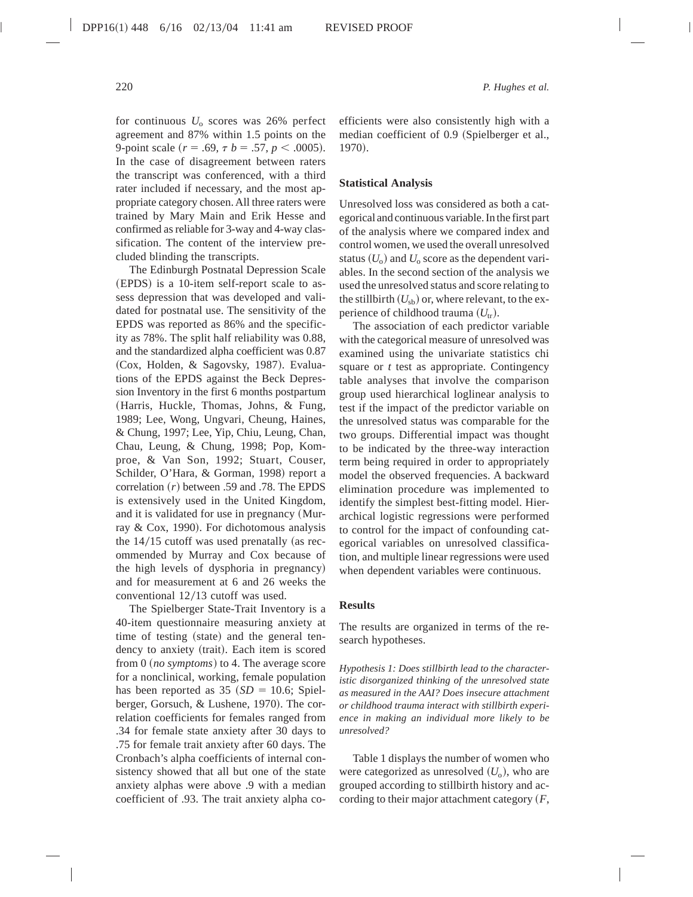for continuous $U_o$ scores was 26% perfect agreement and 87% within 1.5 points on the 9-point scale ($r = .69$, $\tau\ b = .57$, $p < .0005$). In the case of disagreement between raters the transcript was conferenced, with a third rater included if necessary, and the most appropriate category chosen. All three raters were trained by Mary Main and Erik Hesse and confirmed as reliable for 3-way and 4-way classification. The content of the interview precluded blinding the transcripts.

The Edinburgh Postnatal Depression Scale (EPDS) is a 10-item self-report scale to assess depression that was developed and validated for postnatal use. The sensitivity of the EPDS was reported as 86% and the specificity as 78%. The split half reliability was 0.88, and the standardized alpha coefficient was 0.87 (Cox, Holden, & Sagovsky, 1987). Evaluations of the EPDS against the Beck Depression Inventory in the first 6 months postpartum (Harris, Huckle, Thomas, Johns, & Fung, 1989; Lee, Wong, Ungvari, Cheung, Haines, & Chung, 1997; Lee, Yip, Chiu, Leung, Chan, Chau, Leung, & Chung, 1998; Pop, Komproe, & Van Son, 1992; Stuart, Couser, Schilder, O'Hara, & Gorman, 1998) report a correlation ($r$) between .59 and .78. The EPDS is extensively used in the United Kingdom, and it is validated for use in pregnancy (Murray & Cox, 1990). For dichotomous analysis the 14/15 cutoff was used prenatally (as recommended by Murray and Cox because of the high levels of dysphoria in pregnancy) and for measurement at 6 and 26 weeks the conventional 12/13 cutoff was used.

The Spielberger State-Trait Inventory is a 40-item questionnaire measuring anxiety at time of testing (state) and the general tendency to anxiety (trait). Each item is scored from 0 (*no symptoms*) to 4. The average score for a nonclinical, working, female population has been reported as 35 ($SD = 10.6$; Spielberger, Gorsuch, & Lushene, 1970). The correlation coefficients for females ranged from .34 for female state anxiety after 30 days to .75 for female trait anxiety after 60 days. The Cronbach's alpha coefficients of internal consistency showed that all but one of the state anxiety alphas were above .9 with a median coefficient of .93. The trait anxiety alpha coefficients were also consistently high with a median coefficient of 0.9 (Spielberger et al., 1970).

### Statistical Analysis

Unresolved loss was considered as both a categorical and continuous variable. In the first part of the analysis where we compared index and control women, we used the overall unresolved status ($U_o$) and $U_o$ score as the dependent variables. In the second section of the analysis we used the unresolved status and score relating to the stillbirth ($U_{sb}$) or, where relevant, to the experience of childhood trauma ($U_{tr}$).

The association of each predictor variable with the categorical measure of unresolved was examined using the univariate statistics chi square or $t$ test as appropriate. Contingency table analyses that involve the comparison group used hierarchical loglinear analysis to test if the impact of the predictor variable on the unresolved status was comparable for the two groups. Differential impact was thought to be indicated by the three-way interaction term being required in order to appropriately model the observed frequencies. A backward elimination procedure was implemented to identify the simplest best-fitting model. Hierarchical logistic regressions were performed to control for the impact of confounding categorical variables on unresolved classification, and multiple linear regressions were used when dependent variables were continuous.

### Results

The results are organized in terms of the research hypotheses.

*Hypothesis 1: Does stillbirth lead to the characteristic disorganized thinking of the unresolved state as measured in the AAI? Does insecure attachment or childhood trauma interact with stillbirth experience in making an individual more likely to be unresolved?*

Table 1 displays the number of women who were categorized as unresolved ($U_o$), who are grouped according to stillbirth history and according to their major attachment category ($F$,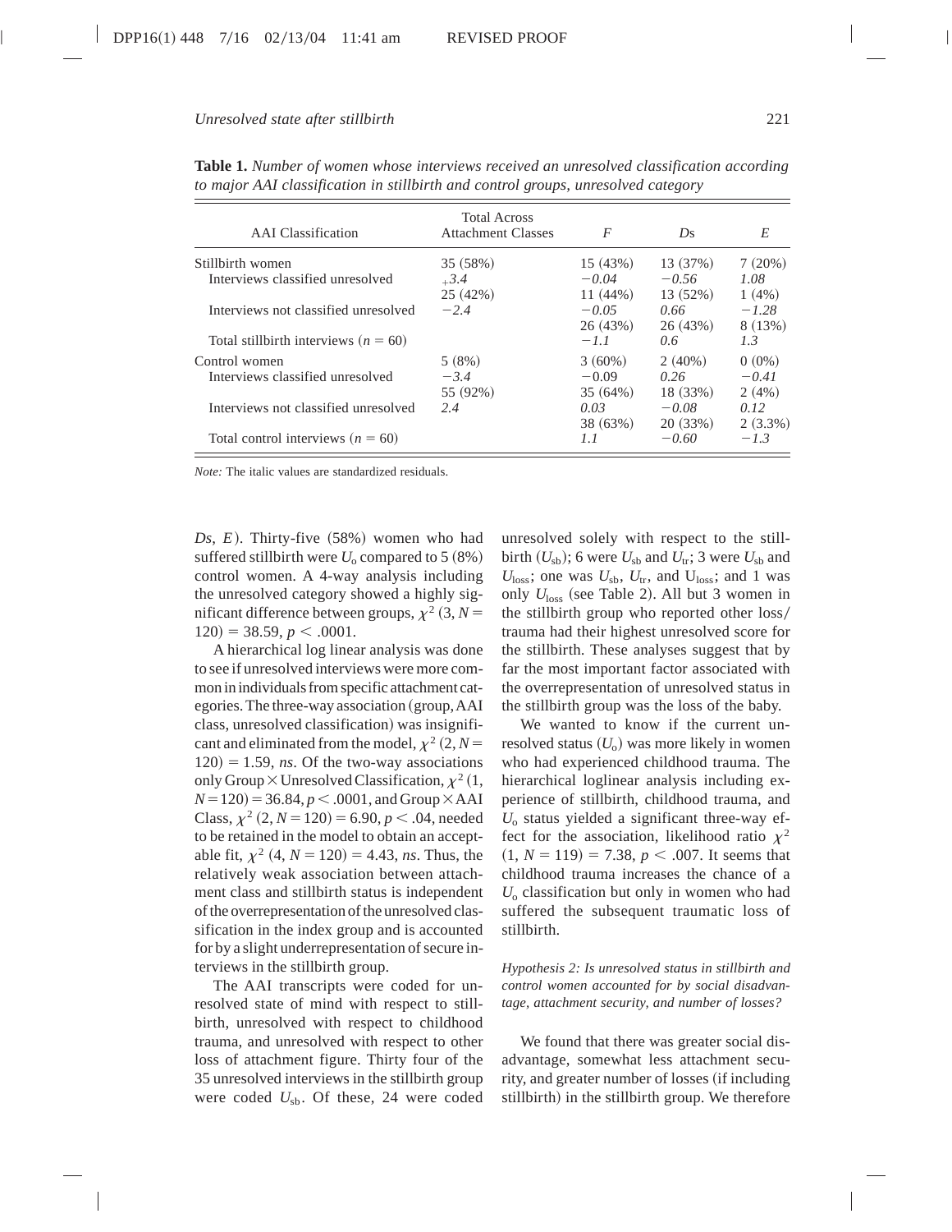**Table 1.** *Number of women whose interviews received an unresolved classification according to major AAI classification in stillbirth and control groups, unresolved category*

| AAI Classification | Total Across Attachment Classes | *F* | *Ds* | *E* |
|---|---|---|---|---|
| Stillbirth women | 35 (58%) | 15 (43%) | 13 (37%) | 7 (20%) |
| Interviews classified unresolved | *+3.4* | *−0.04* | *−0.56* | *1.08* |
| | 25 (42%) | 11 (44%) | 13 (52%) | 1 (4%) |
| Interviews not classified unresolved | *−2.4* | *−0.05* | *0.66* | *−1.28* |
| | | 26 (43%) | 26 (43%) | 8 (13%) |
| Total stillbirth interviews ($n = 60$) | | *−1.1* | *0.6* | *1.3* |
| Control women | 5 (8%) | 3 (60%) | 2 (40%) | 0 (0%) |
| Interviews classified unresolved | *−3.4* | −0.09 | *0.26* | *−0.41* |
| | 55 (92%) | 35 (64%) | 18 (33%) | 2 (4%) |
| Interviews not classified unresolved | *2.4* | *0.03* | *−0.08* | *0.12* |
| | | 38 (63%) | 20 (33%) | 2 (3.3%) |
| Total control interviews ($n = 60$) | | *1.1* | *−0.60* | *−1.3* |

*Note:* The italic values are standardized residuals.

*Ds*, *E*). Thirty-five (58%) women who had suffered stillbirth were $U_o$ compared to 5 (8%) control women. A 4-way analysis including the unresolved category showed a highly significant difference between groups, $\chi^2$ (3, $N = 120$) = 38.59, $p < .0001$.

A hierarchical log linear analysis was done to see if unresolved interviews were more common in individuals from specific attachment categories. The three-way association (group, AAI class, unresolved classification) was insignificant and eliminated from the model, $\chi^2$ (2, $N = 120$) = 1.59, *ns*. Of the two-way associations only Group × Unresolved Classification, $\chi^2$ (1, $N = 120$) = 36.84, $p < .0001$, and Group × AAI Class, $\chi^2$ (2, $N = 120$) = 6.90, $p < .04$, needed to be retained in the model to obtain an acceptable fit, $\chi^2$ (4, $N = 120$) = 4.43, *ns*. Thus, the relatively weak association between attachment class and stillbirth status is independent of the overrepresentation of the unresolved classification in the index group and is accounted for by a slight underrepresentation of secure interviews in the stillbirth group.

The AAI transcripts were coded for unresolved state of mind with respect to stillbirth, unresolved with respect to childhood trauma, and unresolved with respect to other loss of attachment figure. Thirty four of the 35 unresolved interviews in the stillbirth group were coded $U_{sb}$. Of these, 24 were coded unresolved solely with respect to the stillbirth ($U_{sb}$); 6 were $U_{sb}$ and $U_{tr}$; 3 were $U_{sb}$ and $U_{loss}$; one was $U_{sb}$, $U_{tr}$, and $U_{loss}$; and 1 was only $U_{loss}$ (see Table 2). All but 3 women in the stillbirth group who reported other loss/trauma had their highest unresolved score for the stillbirth. These analyses suggest that by far the most important factor associated with the overrepresentation of unresolved status in the stillbirth group was the loss of the baby.

We wanted to know if the current unresolved status ($U_o$) was more likely in women who had experienced childhood trauma. The hierarchical loglinear analysis including experience of stillbirth, childhood trauma, and $U_o$ status yielded a significant three-way effect for the association, likelihood ratio $\chi^2$ (1, $N = 119$) = 7.38, $p < .007$. It seems that childhood trauma increases the chance of a $U_o$ classification but only in women who had suffered the subsequent traumatic loss of stillbirth.

*Hypothesis 2: Is unresolved status in stillbirth and control women accounted for by social disadvantage, attachment security, and number of losses?*

We found that there was greater social disadvantage, somewhat less attachment security, and greater number of losses (if including stillbirth) in the stillbirth group. We therefore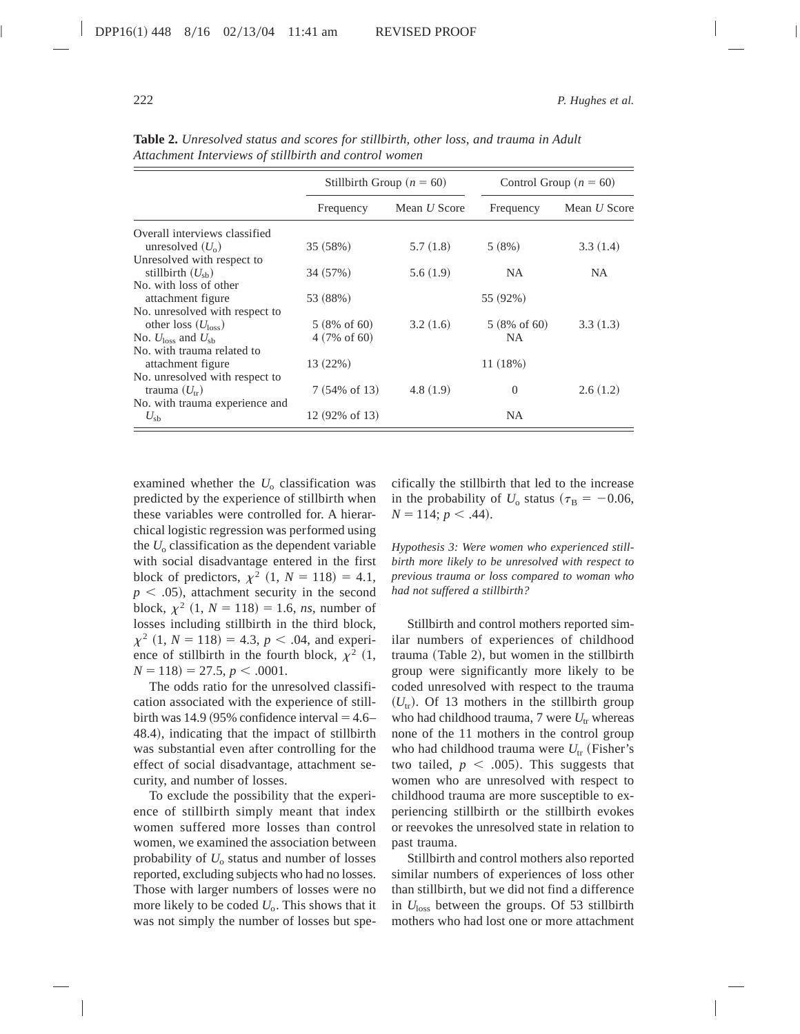**Table 2.** *Unresolved status and scores for stillbirth, other loss, and trauma in Adult Attachment Interviews of stillbirth and control women*

| | Stillbirth Group ($n = 60$) | | Control Group ($n = 60$) | |
|---|---|---|---|---|
| | Frequency | Mean $U$ Score | Frequency | Mean $U$ Score |
| Overall interviews classified unresolved ($U_o$) | 35 (58%) | 5.7 (1.8) | 5 (8%) | 3.3 (1.4) |
| Unresolved with respect to stillbirth ($U_{sb}$) | 34 (57%) | 5.6 (1.9) | NA | NA |
| No. with loss of other attachment figure | 53 (88%) | | 55 (92%) | |
| No. unresolved with respect to other loss ($U_{loss}$) | 5 (8% of 60) | 3.2 (1.6) | 5 (8% of 60) | 3.3 (1.3) |
| No. $U_{loss}$ and $U_{sb}$ | 4 (7% of 60) | | NA | |
| No. with trauma related to attachment figure | 13 (22%) | | 11 (18%) | |
| No. unresolved with respect to trauma ($U_{tr}$) | 7 (54% of 13) | 4.8 (1.9) | 0 | 2.6 (1.2) |
| No. with trauma experience and $U_{sb}$ | 12 (92% of 13) | | NA | |

examined whether the $U_o$ classification was predicted by the experience of stillbirth when these variables were controlled for. A hierarchical logistic regression was performed using the $U_o$ classification as the dependent variable with social disadvantage entered in the first block of predictors, $\chi^2$ (1, $N = 118$) = 4.1, $p < .05$), attachment security in the second block, $\chi^2$ (1, $N = 118$) = 1.6, *ns*, number of losses including stillbirth in the third block, $\chi^2$ (1, $N = 118$) = 4.3, $p < .04$, and experience of stillbirth in the fourth block, $\chi^2$ (1, $N = 118$) = 27.5, $p < .0001$.

The odds ratio for the unresolved classification associated with the experience of stillbirth was 14.9 (95% confidence interval = 4.6–48.4), indicating that the impact of stillbirth was substantial even after controlling for the effect of social disadvantage, attachment security, and number of losses.

To exclude the possibility that the experience of stillbirth simply meant that index women suffered more losses than control women, we examined the association between probability of $U_o$ status and number of losses reported, excluding subjects who had no losses. Those with larger numbers of losses were no more likely to be coded $U_o$. This shows that it was not simply the number of losses but specifically the stillbirth that led to the increase in the probability of $U_o$ status ($\tau_B = -0.06$, $N = 114$; $p < .44$).

*Hypothesis 3: Were women who experienced stillbirth more likely to be unresolved with respect to previous trauma or loss compared to woman who had not suffered a stillbirth?*

Stillbirth and control mothers reported similar numbers of experiences of childhood trauma (Table 2), but women in the stillbirth group were significantly more likely to be coded unresolved with respect to the trauma ($U_{tr}$). Of 13 mothers in the stillbirth group who had childhood trauma, 7 were $U_{tr}$ whereas none of the 11 mothers in the control group who had childhood trauma were $U_{tr}$ (Fisher's two tailed, $p < .005$). This suggests that women who are unresolved with respect to childhood trauma are more susceptible to experiencing stillbirth or the stillbirth evokes or reevokes the unresolved state in relation to past trauma.

Stillbirth and control mothers also reported similar numbers of experiences of loss other than stillbirth, but we did not find a difference in $U_{loss}$ between the groups. Of 53 stillbirth mothers who had lost one or more attachment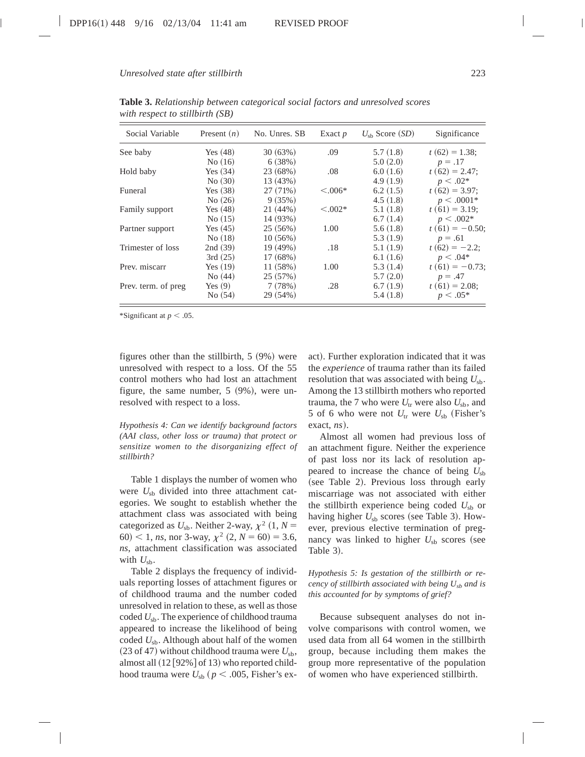**Table 3.** *Relationship between categorical social factors and unresolved scores with respect to stillbirth (SB)*

| Social Variable | Present ($n$) | No. Unres. SB | Exact $p$ | $U_{sb}$ Score ($SD$) | Significance |
|---|---|---|---|---|---|
| See baby | Yes (48) | 30 (63%) | .09 | 5.7 (1.8) | $t$ (62) = 1.38; |
| | No (16) | 6 (38%) | | 5.0 (2.0) | $p = .17$ |
| Hold baby | Yes (34) | 23 (68%) | .08 | 6.0 (1.6) | $t$ (62) = 2.47; |
| | No (30) | 13 (43%) | | 4.9 (1.9) | $p < .02$* |
| Funeral | Yes (38) | 27 (71%) | <.006* | 6.2 (1.5) | $t$ (62) = 3.97; |
| | No (26) | 9 (35%) | | 4.5 (1.8) | $p < .0001$* |
| Family support | Yes (48) | 21 (44%) | <.002* | 5.1 (1.8) | $t$ (61) = 3.19; |
| | No (15) | 14 (93%) | | 6.7 (1.4) | $p < .002$* |
| Partner support | Yes (45) | 25 (56%) | 1.00 | 5.6 (1.8) | $t$ (61) = −0.50; |
| | No (18) | 10 (56%) | | 5.3 (1.9) | $p = .61$ |
| Trimester of loss | 2nd (39) | 19 (49%) | .18 | 5.1 (1.9) | $t$ (62) = −2.2; |
| | 3rd (25) | 17 (68%) | | 6.1 (1.6) | $p < .04$* |
| Prev. miscarr | Yes (19) | 11 (58%) | 1.00 | 5.3 (1.4) | $t$ (61) = −0.73; |
| | No (44) | 25 (57%) | | 5.7 (2.0) | $p = .47$ |
| Prev. term. of preg | Yes (9) | 7 (78%) | .28 | 6.7 (1.9) | $t$ (61) = 2.08; |
| | No (54) | 29 (54%) | | 5.4 (1.8) | $p < .05$* |

*Significant at $p < .05$.

figures other than the stillbirth, 5 (9%) were unresolved with respect to a loss. Of the 55 control mothers who had lost an attachment figure, the same number, 5 (9%), were unresolved with respect to a loss.

*Hypothesis 4: Can we identify background factors (AAI class, other loss or trauma) that protect or sensitize women to the disorganizing effect of stillbirth?*

Table 1 displays the number of women who were $U_{sb}$ divided into three attachment categories. We sought to establish whether the attachment class was associated with being categorized as $U_{sb}$. Neither 2-way, $\chi^2$ (1, $N$ = 60) < 1, *ns*, nor 3-way, $\chi^2$ (2, $N$ = 60) = 3.6, *ns*, attachment classification was associated with $U_{sb}$.

Table 2 displays the frequency of individuals reporting losses of attachment figures or of childhood trauma and the number coded unresolved in relation to these, as well as those coded $U_{sb}$. The experience of childhood trauma appeared to increase the likelihood of being coded $U_{sb}$. Although about half of the women (23 of 47) without childhood trauma were $U_{sb}$, almost all (12 [92%] of 13) who reported childhood trauma were $U_{sb}$ ($p < .005$, Fisher's exact). Further exploration indicated that it was the *experience* of trauma rather than its failed resolution that was associated with being $U_{sb}$. Among the 13 stillbirth mothers who reported trauma, the 7 who were $U_{tr}$ were also $U_{sb}$, and 5 of 6 who were not $U_{tr}$ were $U_{sb}$ (Fisher's exact, *ns*).

Almost all women had previous loss of an attachment figure. Neither the experience of past loss nor its lack of resolution appeared to increase the chance of being $U_{sb}$ (see Table 2). Previous loss through early miscarriage was not associated with either the stillbirth experience being coded $U_{sb}$ or having higher $U_{sb}$ scores (see Table 3). However, previous elective termination of pregnancy was linked to higher $U_{sb}$ scores (see Table 3).

*Hypothesis 5: Is gestation of the stillbirth or recency of stillbirth associated with being $U_{sb}$ and is this accounted for by symptoms of grief?*

Because subsequent analyses do not involve comparisons with control women, we used data from all 64 women in the stillbirth group, because including them makes the group more representative of the population of women who have experienced stillbirth.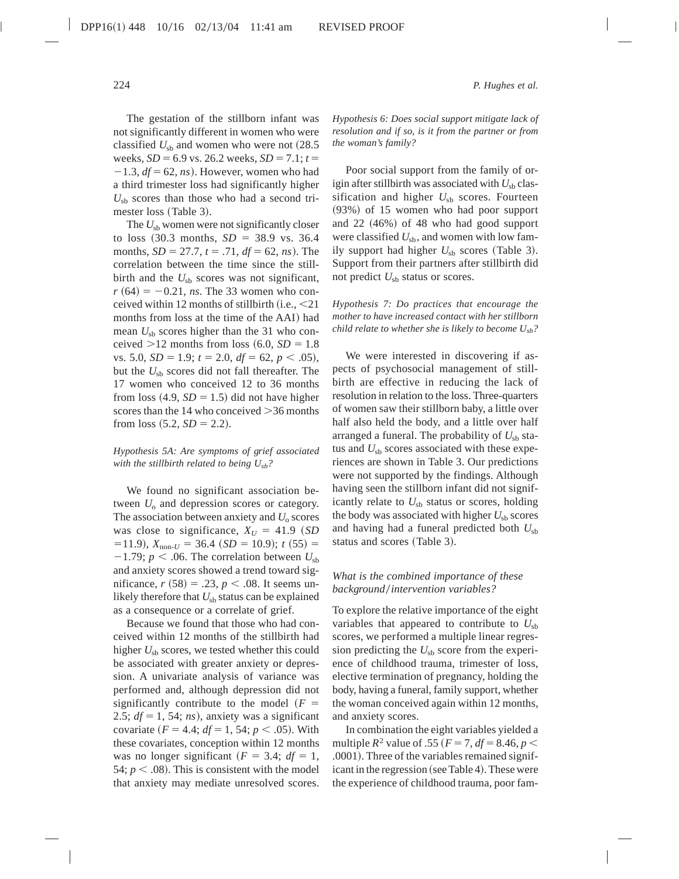The gestation of the stillborn infant was not significantly different in women who were classified $U_{sb}$ and women who were not (28.5 weeks, $SD = 6.9$ vs. 26.2 weeks, $SD = 7.1$; $t = -1.3$, $df = 62$, *ns*). However, women who had a third trimester loss had significantly higher $U_{sb}$ scores than those who had a second trimester loss (Table 3).

The $U_{sb}$ women were not significantly closer to loss (30.3 months, $SD = 38.9$ vs. 36.4 months, $SD = 27.7$, $t = .71$, $df = 62$, *ns*). The correlation between the time since the stillbirth and the $U_{sb}$ scores was not significant, $r(64) = -0.21$, *ns*. The 33 women who conceived within 12 months of stillbirth (i.e., <21 months from loss at the time of the AAI) had mean $U_{sb}$ scores higher than the 31 who conceived >12 months from loss (6.0, $SD = 1.8$ vs. 5.0, $SD = 1.9$; $t = 2.0$, $df = 62$, $p < .05$), but the $U_{sb}$ scores did not fall thereafter. The 17 women who conceived 12 to 36 months from loss (4.9, $SD = 1.5$) did not have higher scores than the 14 who conceived >36 months from loss (5.2, $SD = 2.2$).

*Hypothesis 5A: Are symptoms of grief associated with the stillbirth related to being $U_{sb}$?*

We found no significant association between $U_o$ and depression scores or category. The association between anxiety and $U_o$ scores was close to significance, $X_U = 41.9$ ($SD = 11.9$), $X_{\text{non-}U} = 36.4$ ($SD = 10.9$); $t(55) = -1.79$; $p < .06$. The correlation between $U_{sb}$ and anxiety scores showed a trend toward significance, $r(58) = .23$, $p < .08$. It seems unlikely therefore that $U_{sb}$ status can be explained as a consequence or a correlate of grief.

Because we found that those who had conceived within 12 months of the stillbirth had higher $U_{sb}$ scores, we tested whether this could be associated with greater anxiety or depression. A univariate analysis of variance was performed and, although depression did not significantly contribute to the model ($F = 2.5$; $df = 1, 54$; *ns*), anxiety was a significant covariate ($F = 4.4$; $df = 1, 54$; $p < .05$). With these covariates, conception within 12 months was no longer significant ($F = 3.4$; $df = 1, 54$; $p < .08$). This is consistent with the model that anxiety may mediate unresolved scores.

*Hypothesis 6: Does social support mitigate lack of resolution and if so, is it from the partner or from the woman's family?*

Poor social support from the family of origin after stillbirth was associated with $U_{sb}$ classification and higher $U_{sb}$ scores. Fourteen (93%) of 15 women who had poor support and 22 (46%) of 48 who had good support were classified $U_{sb}$, and women with low family support had higher $U_{sb}$ scores (Table 3). Support from their partners after stillbirth did not predict $U_{sb}$ status or scores.

*Hypothesis 7: Do practices that encourage the mother to have increased contact with her stillborn child relate to whether she is likely to become $U_{sb}$?*

We were interested in discovering if aspects of psychosocial management of stillbirth are effective in reducing the lack of resolution in relation to the loss. Three-quarters of women saw their stillborn baby, a little over half also held the body, and a little over half arranged a funeral. The probability of $U_{sb}$ status and $U_{sb}$ scores associated with these experiences are shown in Table 3. Our predictions were not supported by the findings. Although having seen the stillborn infant did not significantly relate to $U_{sb}$ status or scores, holding the body was associated with higher $U_{sb}$ scores and having had a funeral predicted both $U_{sb}$ status and scores (Table 3).

*What is the combined importance of these background/intervention variables?*

To explore the relative importance of the eight variables that appeared to contribute to $U_{sb}$ scores, we performed a multiple linear regression predicting the $U_{sb}$ score from the experience of childhood trauma, trimester of loss, elective termination of pregnancy, holding the body, having a funeral, family support, whether the woman conceived again within 12 months, and anxiety scores.

In combination the eight variables yielded a multiple $R^2$ value of .55 ($F = 7$, $df = 8.46$, $p < .0001$). Three of the variables remained significant in the regression (see Table 4). These were the experience of childhood trauma, poor fam-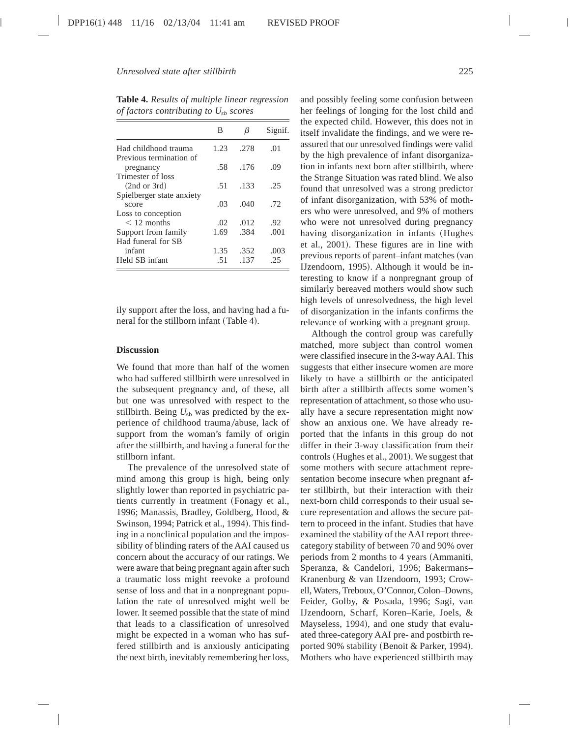**Table 4.** *Results of multiple linear regression of factors contributing to $U_{sb}$ scores*

| | B | $\beta$ | Signif. |
|---|---|---|---|
| Had childhood trauma | 1.23 | .278 | .01 |
| Previous termination of pregnancy | .58 | .176 | .09 |
| Trimester of loss (2nd or 3rd) | .51 | .133 | .25 |
| Spielberger state anxiety score | .03 | .040 | .72 |
| Loss to conception < 12 months | .02 | .012 | .92 |
| Support from family | 1.69 | .384 | .001 |
| Had funeral for SB infant | 1.35 | .352 | .003 |
| Held SB infant | .51 | .137 | .25 |

ily support after the loss, and having had a funeral for the stillborn infant (Table 4).

## Discussion

We found that more than half of the women who had suffered stillbirth were unresolved in the subsequent pregnancy and, of these, all but one was unresolved with respect to the stillbirth. Being $U_{sb}$ was predicted by the experience of childhood trauma/abuse, lack of support from the woman's family of origin after the stillbirth, and having a funeral for the stillborn infant.

The prevalence of the unresolved state of mind among this group is high, being only slightly lower than reported in psychiatric patients currently in treatment (Fonagy et al., 1996; Manassis, Bradley, Goldberg, Hood, & Swinson, 1994; Patrick et al., 1994). This finding in a nonclinical population and the impossibility of blinding raters of the AAI caused us concern about the accuracy of our ratings. We were aware that being pregnant again after such a traumatic loss might reevoke a profound sense of loss and that in a nonpregnant population the rate of unresolved might well be lower. It seemed possible that the state of mind that leads to a classification of unresolved might be expected in a woman who has suffered stillbirth and is anxiously anticipating the next birth, inevitably remembering her loss, and possibly feeling some confusion between her feelings of longing for the lost child and the expected child. However, this does not in itself invalidate the findings, and we were reassured that our unresolved findings were valid by the high prevalence of infant disorganization in infants next born after stillbirth, where the Strange Situation was rated blind. We also found that unresolved was a strong predictor of infant disorganization, with 53% of mothers who were unresolved, and 9% of mothers who were not unresolved during pregnancy having disorganization in infants (Hughes et al., 2001). These figures are in line with previous reports of parent–infant matches (van IJzendoorn, 1995). Although it would be interesting to know if a nonpregnant group of similarly bereaved mothers would show such high levels of unresolvedness, the high level of disorganization in the infants confirms the relevance of working with a pregnant group.

Although the control group was carefully matched, more subject than control women were classified insecure in the 3-way AAI. This suggests that either insecure women are more likely to have a stillbirth or the anticipated birth after a stillbirth affects some women's representation of attachment, so those who usually have a secure representation might now show an anxious one. We have already reported that the infants in this group do not differ in their 3-way classification from their controls (Hughes et al., 2001). We suggest that some mothers with secure attachment representation become insecure when pregnant after stillbirth, but their interaction with their next-born child corresponds to their usual secure representation and allows the secure pattern to proceed in the infant. Studies that have examined the stability of the AAI report three-category stability of between 70 and 90% over periods from 2 months to 4 years (Ammaniti, Speranza, & Candelori, 1996; Bakermans–Kranenburg & van IJzendoorn, 1993; Crowell, Waters, Treboux, O'Connor, Colon–Downs, Feider, Golby, & Posada, 1996; Sagi, van IJzendoorn, Scharf, Koren–Karie, Joels, & Mayseless, 1994), and one study that evaluated three-category AAI pre- and postbirth reported 90% stability (Benoit & Parker, 1994). Mothers who have experienced stillbirth may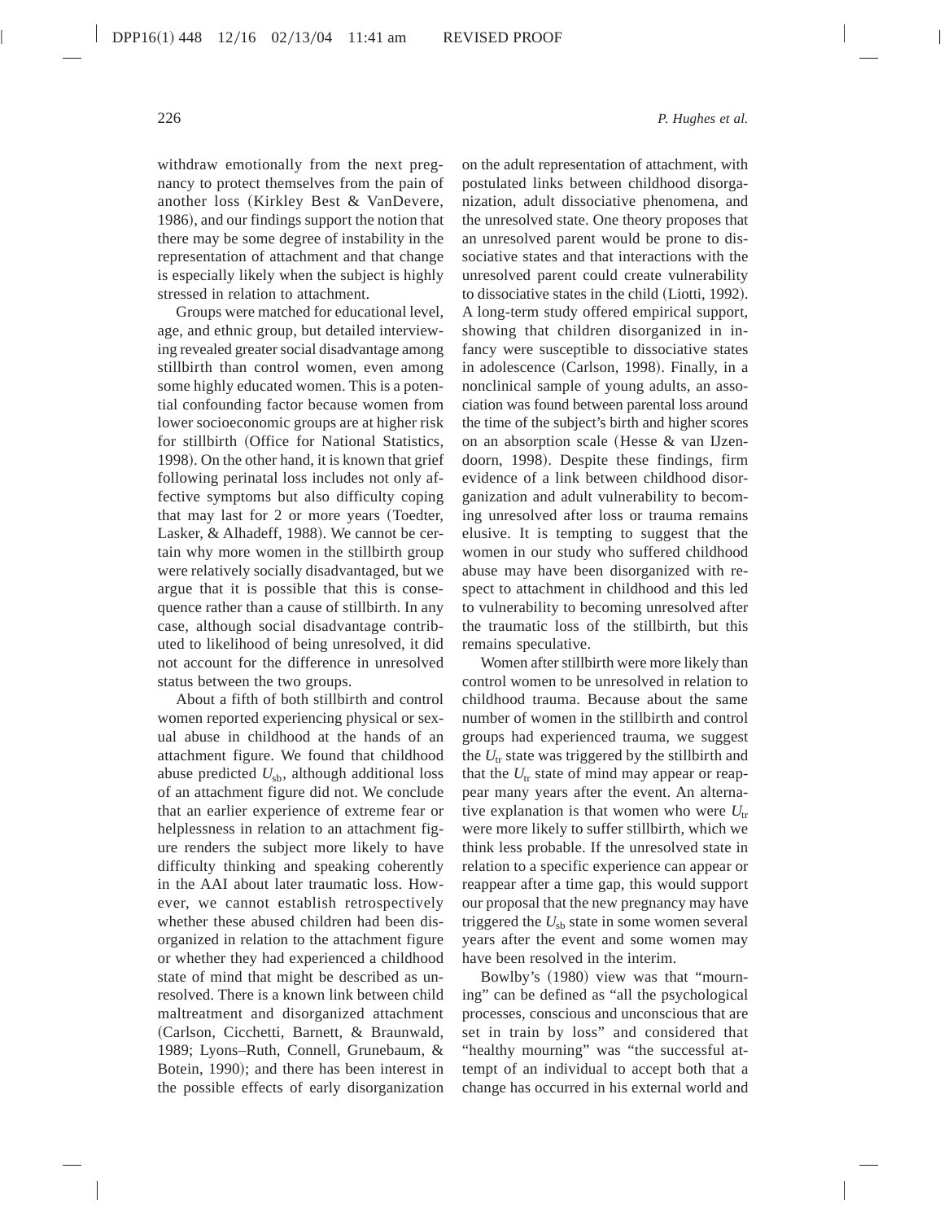withdraw emotionally from the next pregnancy to protect themselves from the pain of another loss (Kirkley Best & VanDevere, 1986), and our findings support the notion that there may be some degree of instability in the representation of attachment and that change is especially likely when the subject is highly stressed in relation to attachment.

Groups were matched for educational level, age, and ethnic group, but detailed interviewing revealed greater social disadvantage among stillbirth than control women, even among some highly educated women. This is a potential confounding factor because women from lower socioeconomic groups are at higher risk for stillbirth (Office for National Statistics, 1998). On the other hand, it is known that grief following perinatal loss includes not only affective symptoms but also difficulty coping that may last for 2 or more years (Toedter, Lasker, & Alhadeff, 1988). We cannot be certain why more women in the stillbirth group were relatively socially disadvantaged, but we argue that it is possible that this is consequence rather than a cause of stillbirth. In any case, although social disadvantage contributed to likelihood of being unresolved, it did not account for the difference in unresolved status between the two groups.

About a fifth of both stillbirth and control women reported experiencing physical or sexual abuse in childhood at the hands of an attachment figure. We found that childhood abuse predicted $U_{sb}$, although additional loss of an attachment figure did not. We conclude that an earlier experience of extreme fear or helplessness in relation to an attachment figure renders the subject more likely to have difficulty thinking and speaking coherently in the AAI about later traumatic loss. However, we cannot establish retrospectively whether these abused children had been disorganized in relation to the attachment figure or whether they had experienced a childhood state of mind that might be described as unresolved. There is a known link between child maltreatment and disorganized attachment (Carlson, Cicchetti, Barnett, & Braunwald, 1989; Lyons–Ruth, Connell, Grunebaum, & Botein, 1990); and there has been interest in the possible effects of early disorganization on the adult representation of attachment, with postulated links between childhood disorganization, adult dissociative phenomena, and the unresolved state. One theory proposes that an unresolved parent would be prone to dissociative states and that interactions with the unresolved parent could create vulnerability to dissociative states in the child (Liotti, 1992). A long-term study offered empirical support, showing that children disorganized in infancy were susceptible to dissociative states in adolescence (Carlson, 1998). Finally, in a nonclinical sample of young adults, an association was found between parental loss around the time of the subject's birth and higher scores on an absorption scale (Hesse & van IJzendoorn, 1998). Despite these findings, firm evidence of a link between childhood disorganization and adult vulnerability to becoming unresolved after loss or trauma remains elusive. It is tempting to suggest that the women in our study who suffered childhood abuse may have been disorganized with respect to attachment in childhood and this led to vulnerability to becoming unresolved after the traumatic loss of the stillbirth, but this remains speculative.

Women after stillbirth were more likely than control women to be unresolved in relation to childhood trauma. Because about the same number of women in the stillbirth and control groups had experienced trauma, we suggest the $U_{tr}$ state was triggered by the stillbirth and that the $U_{tr}$ state of mind may appear or reappear many years after the event. An alternative explanation is that women who were $U_{tr}$ were more likely to suffer stillbirth, which we think less probable. If the unresolved state in relation to a specific experience can appear or reappear after a time gap, this would support our proposal that the new pregnancy may have triggered the $U_{sb}$ state in some women several years after the event and some women may have been resolved in the interim.

Bowlby's (1980) view was that "mourning" can be defined as "all the psychological processes, conscious and unconscious that are set in train by loss" and considered that "healthy mourning" was "the successful attempt of an individual to accept both that a change has occurred in his external world and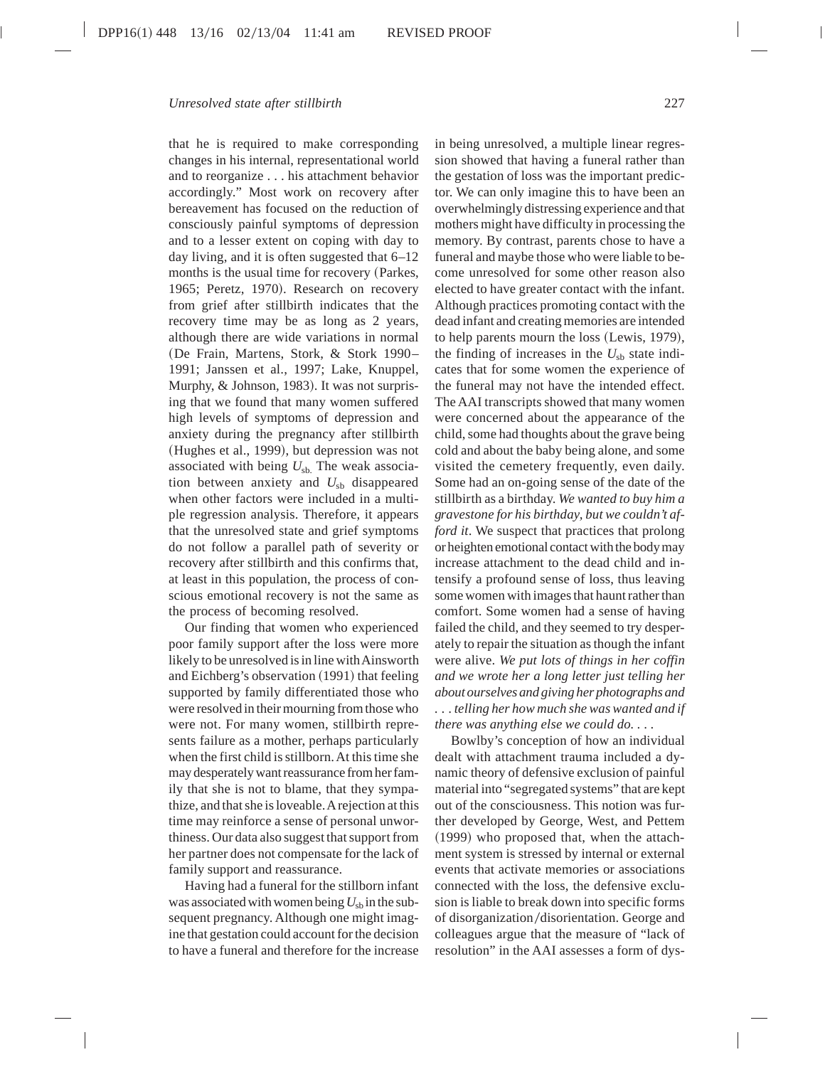that he is required to make corresponding changes in his internal, representational world and to reorganize . . . his attachment behavior accordingly." Most work on recovery after bereavement has focused on the reduction of consciously painful symptoms of depression and to a lesser extent on coping with day to day living, and it is often suggested that 6–12 months is the usual time for recovery (Parkes, 1965; Peretz, 1970). Research on recovery from grief after stillbirth indicates that the recovery time may be as long as 2 years, although there are wide variations in normal (De Frain, Martens, Stork, & Stork 1990–1991; Janssen et al., 1997; Lake, Knuppel, Murphy, & Johnson, 1983). It was not surprising that we found that many women suffered high levels of symptoms of depression and anxiety during the pregnancy after stillbirth (Hughes et al., 1999), but depression was not associated with being $U_{sb}$. The weak association between anxiety and $U_{sb}$ disappeared when other factors were included in a multiple regression analysis. Therefore, it appears that the unresolved state and grief symptoms do not follow a parallel path of severity or recovery after stillbirth and this confirms that, at least in this population, the process of conscious emotional recovery is not the same as the process of becoming resolved.

Our finding that women who experienced poor family support after the loss were more likely to be unresolved is in line with Ainsworth and Eichberg's observation (1991) that feeling supported by family differentiated those who were resolved in their mourning from those who were not. For many women, stillbirth represents failure as a mother, perhaps particularly when the first child is stillborn. At this time she may desperately want reassurance from her family that she is not to blame, that they sympathize, and that she is loveable. A rejection at this time may reinforce a sense of personal unworthiness. Our data also suggest that support from her partner does not compensate for the lack of family support and reassurance.

Having had a funeral for the stillborn infant was associated with women being $U_{sb}$ in the subsequent pregnancy. Although one might imagine that gestation could account for the decision to have a funeral and therefore for the increase in being unresolved, a multiple linear regression showed that having a funeral rather than the gestation of loss was the important predictor. We can only imagine this to have been an overwhelmingly distressing experience and that mothers might have difficulty in processing the memory. By contrast, parents chose to have a funeral and maybe those who were liable to become unresolved for some other reason also elected to have greater contact with the infant. Although practices promoting contact with the dead infant and creating memories are intended to help parents mourn the loss (Lewis, 1979), the finding of increases in the $U_{sb}$ state indicates that for some women the experience of the funeral may not have the intended effect. The AAI transcripts showed that many women were concerned about the appearance of the child, some had thoughts about the grave being cold and about the baby being alone, and some visited the cemetery frequently, even daily. Some had an on-going sense of the date of the stillbirth as a birthday. *We wanted to buy him a gravestone for his birthday, but we couldn't afford it*. We suspect that practices that prolong or heighten emotional contact with the body may increase attachment to the dead child and intensify a profound sense of loss, thus leaving some women with images that haunt rather than comfort. Some women had a sense of having failed the child, and they seemed to try desperately to repair the situation as though the infant were alive. *We put lots of things in her coffin and we wrote her a long letter just telling her about ourselves and giving her photographs and . . . telling her how much she was wanted and if there was anything else we could do. . . .*

Bowlby's conception of how an individual dealt with attachment trauma included a dynamic theory of defensive exclusion of painful material into "segregated systems" that are kept out of the consciousness. This notion was further developed by George, West, and Pettem (1999) who proposed that, when the attachment system is stressed by internal or external events that activate memories or associations connected with the loss, the defensive exclusion is liable to break down into specific forms of disorganization/disorientation. George and colleagues argue that the measure of "lack of resolution" in the AAI assesses a form of dys-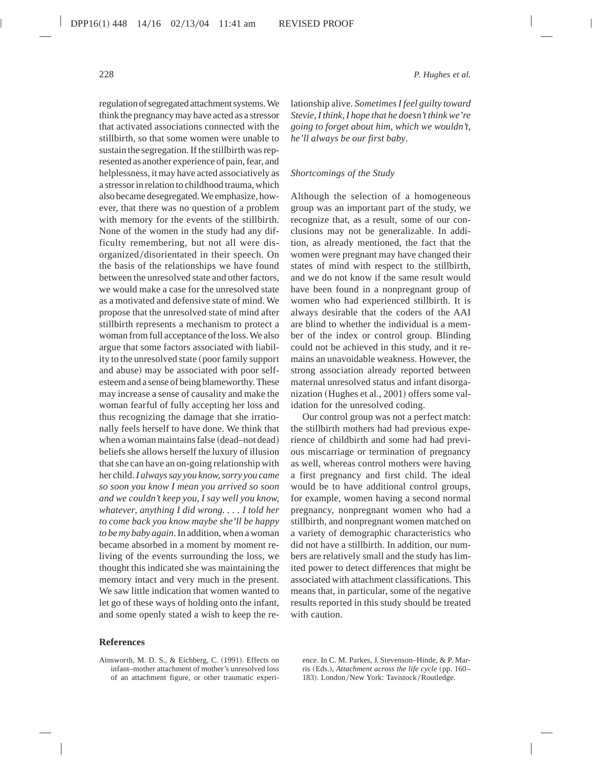regulation of segregated attachment systems. We think the pregnancy may have acted as a stressor that activated associations connected with the stillbirth, so that some women were unable to sustain the segregation. If the stillbirth was represented as another experience of pain, fear, and helplessness, it may have acted associatively as a stressor in relation to childhood trauma, which also became desegregated. We emphasize, however, that there was no question of a problem with memory for the events of the stillbirth. None of the women in the study had any difficulty remembering, but not all were disorganized/disorientated in their speech. On the basis of the relationships we have found between the unresolved state and other factors, we would make a case for the unresolved state as a motivated and defensive state of mind. We propose that the unresolved state of mind after stillbirth represents a mechanism to protect a woman from full acceptance of the loss. We also argue that some factors associated with liability to the unresolved state (poor family support and abuse) may be associated with poor self-esteem and a sense of being blameworthy. These may increase a sense of causality and make the woman fearful of fully accepting her loss and thus recognizing the damage that she irrationally feels herself to have done. We think that when a woman maintains false (dead–not dead) beliefs she allows herself the luxury of illusion that she can have an on-going relationship with her child. *I always say you know, sorry you came so soon you know I mean you arrived so soon and we couldn't keep you, I say well you know, whatever, anything I did wrong. . . . I told her to come back you know maybe she'll be happy to be my baby again*. In addition, when a woman became absorbed in a moment by moment reliving of the events surrounding the loss, we thought this indicated she was maintaining the memory intact and very much in the present. We saw little indication that women wanted to let go of these ways of holding onto the infant, and some openly stated a wish to keep the relationship alive. *Sometimes I feel guilty toward Stevie, I think, I hope that he doesn't think we're going to forget about him, which we wouldn't, he'll always be our first baby*.

### Shortcomings of the Study

Although the selection of a homogeneous group was an important part of the study, we recognize that, as a result, some of our conclusions may not be generalizable. In addition, as already mentioned, the fact that the women were pregnant may have changed their states of mind with respect to the stillbirth, and we do not know if the same result would have been found in a nonpregnant group of women who had experienced stillbirth. It is always desirable that the coders of the AAI are blind to whether the individual is a member of the index or control group. Blinding could not be achieved in this study, and it remains an unavoidable weakness. However, the strong association already reported between maternal unresolved status and infant disorganization (Hughes et al., 2001) offers some validation for the unresolved coding.

Our control group was not a perfect match: the stillbirth mothers had had previous experience of childbirth and some had had previous miscarriage or termination of pregnancy as well, whereas control mothers were having a first pregnancy and first child. The ideal would be to have additional control groups, for example, women having a second normal pregnancy, nonpregnant women who had a stillbirth, and nonpregnant women matched on a variety of demographic characteristics who did not have a stillbirth. In addition, our numbers are relatively small and the study has limited power to detect differences that might be associated with attachment classifications. This means that, in particular, some of the negative results reported in this study should be treated with caution.

## References

Ainsworth, M. D. S., & Eichberg, C. (1991). Effects on infant–mother attachment of mother's unresolved loss of an attachment figure, or other traumatic experience. In C. M. Parkes, J. Stevenson–Hinde, & P. Marris (Eds.), *Attachment across the life cycle* (pp. 160–183). London/New York: Tavistock/Routledge.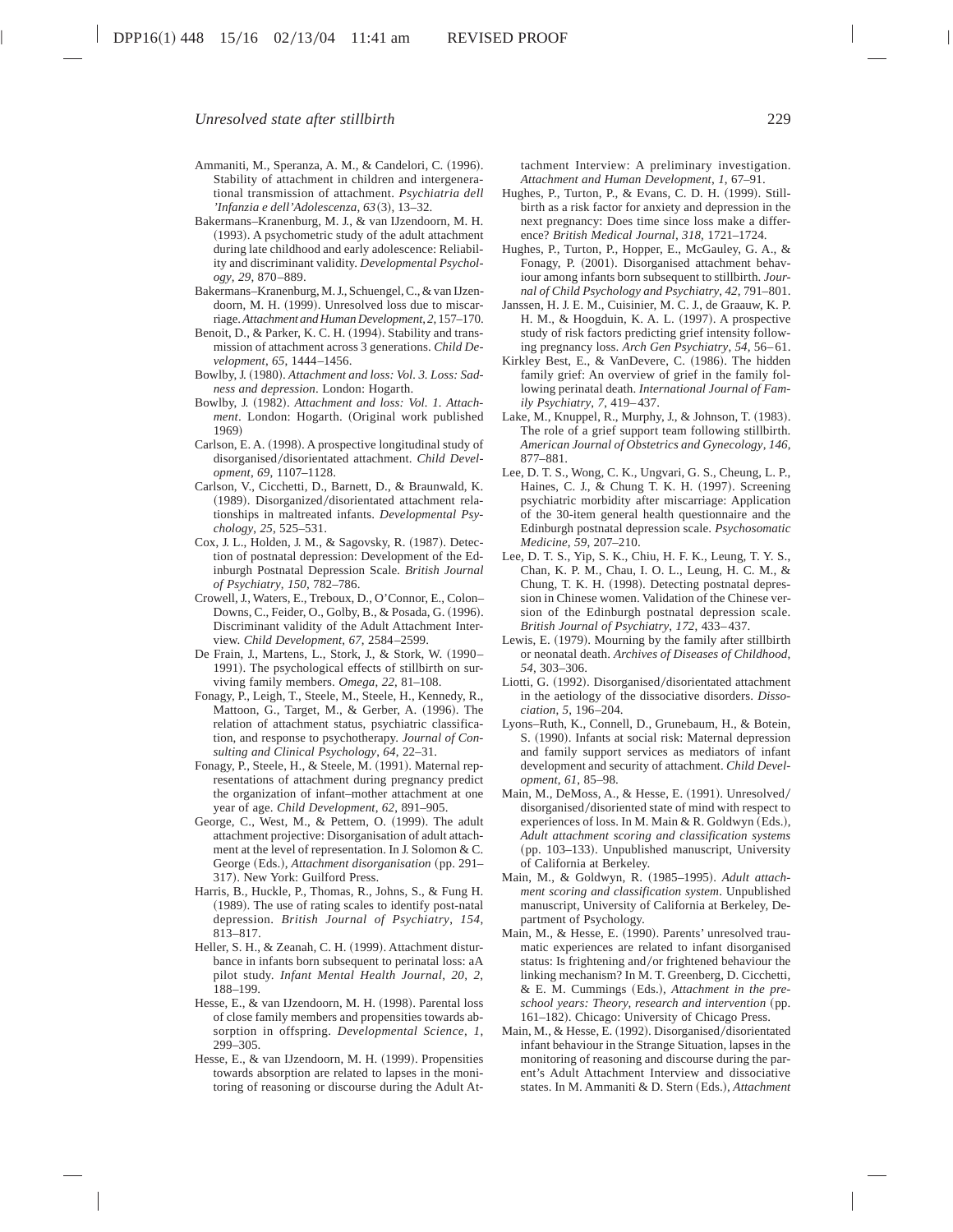Ammaniti, M., Speranza, A. M., & Candelori, C. (1996). Stability of attachment in children and intergenerational transmission of attachment. *Psychiatria dell 'Infanzia e dell'Adolescenza*, *63*(3), 13–32.

Bakermans–Kranenburg, M. J., & van IJzendoorn, M. H. (1993). A psychometric study of the adult attachment during late childhood and early adolescence: Reliability and discriminant validity. *Developmental Psychology*, *29*, 870–889.

Bakermans–Kranenburg, M. J., Schuengel, C., & van IJzendoorn, M. H. (1999). Unresolved loss due to miscarriage. *Attachment and Human Development*, *2*, 157–170.

Benoit, D., & Parker, K. C. H. (1994). Stability and transmission of attachment across 3 generations. *Child Development*, *65*, 1444–1456.

Bowlby, J. (1980). *Attachment and loss: Vol. 3. Loss: Sadness and depression*. London: Hogarth.

Bowlby, J. (1982). *Attachment and loss: Vol. 1. Attachment*. London: Hogarth. (Original work published 1969)

Carlson, E. A. (1998). A prospective longitudinal study of disorganised/disorientated attachment. *Child Development*, *69*, 1107–1128.

Carlson, V., Cicchetti, D., Barnett, D., & Braunwald, K. (1989). Disorganized/disorientated attachment relationships in maltreated infants. *Developmental Psychology*, *25*, 525–531.

Cox, J. L., Holden, J. M., & Sagovsky, R. (1987). Detection of postnatal depression: Development of the Edinburgh Postnatal Depression Scale. *British Journal of Psychiatry*, *150*, 782–786.

Crowell, J., Waters, E., Treboux, D., O'Connor, E., Colon–Downs, C., Feider, O., Golby, B., & Posada, G. (1996). Discriminant validity of the Adult Attachment Interview. *Child Development*, *67*, 2584–2599.

De Frain, J., Martens, L., Stork, J., & Stork, W. (1990–1991). The psychological effects of stillbirth on surviving family members. *Omega*, *22*, 81–108.

Fonagy, P., Leigh, T., Steele, M., Steele, H., Kennedy, R., Mattoon, G., Target, M., & Gerber, A. (1996). The relation of attachment status, psychiatric classification, and response to psychotherapy. *Journal of Consulting and Clinical Psychology*, *64*, 22–31.

Fonagy, P., Steele, H., & Steele, M. (1991). Maternal representations of attachment during pregnancy predict the organization of infant–mother attachment at one year of age. *Child Development*, *62*, 891–905.

George, C., West, M., & Pettem, O. (1999). The adult attachment projective: Disorganisation of adult attachment at the level of representation. In J. Solomon & C. George (Eds.), *Attachment disorganisation* (pp. 291–317). New York: Guilford Press.

Harris, B., Huckle, P., Thomas, R., Johns, S., & Fung H. (1989). The use of rating scales to identify post-natal depression. *British Journal of Psychiatry*, *154*, 813–817.

Heller, S. H., & Zeanah, C. H. (1999). Attachment disturbance in infants born subsequent to perinatal loss: aA pilot study. *Infant Mental Health Journal*, *20*, *2*, 188–199.

Hesse, E., & van IJzendoorn, M. H. (1998). Parental loss of close family members and propensities towards absorption in offspring. *Developmental Science*, *1*, 299–305.

Hesse, E., & van IJzendoorn, M. H. (1999). Propensities towards absorption are related to lapses in the monitoring of reasoning or discourse during the Adult Attachment Interview: A preliminary investigation. *Attachment and Human Development*, *1*, 67–91.

Hughes, P., Turton, P., & Evans, C. D. H. (1999). Stillbirth as a risk factor for anxiety and depression in the next pregnancy: Does time since loss make a difference? *British Medical Journal*, *318*, 1721–1724.

Hughes, P., Turton, P., Hopper, E., McGauley, G. A., & Fonagy, P. (2001). Disorganised attachment behaviour among infants born subsequent to stillbirth. *Journal of Child Psychology and Psychiatry*, *42*, 791–801.

Janssen, H. J. E. M., Cuisinier, M. C. J., de Graauw, K. P. H. M., & Hoogduin, K. A. L. (1997). A prospective study of risk factors predicting grief intensity following pregnancy loss. *Arch Gen Psychiatry*, *54*, 56–61.

Kirkley Best, E., & VanDevere, C. (1986). The hidden family grief: An overview of grief in the family following perinatal death. *International Journal of Family Psychiatry*, *7*, 419–437.

Lake, M., Knuppel, R., Murphy, J., & Johnson, T. (1983). The role of a grief support team following stillbirth. *American Journal of Obstetrics and Gynecology*, *146*, 877–881.

Lee, D. T. S., Wong, C. K., Ungvari, G. S., Cheung, L. P., Haines, C. J., & Chung T. K. H. (1997). Screening psychiatric morbidity after miscarriage: Application of the 30-item general health questionnaire and the Edinburgh postnatal depression scale. *Psychosomatic Medicine*, *59*, 207–210.

Lee, D. T. S., Yip, S. K., Chiu, H. F. K., Leung, T. Y. S., Chan, K. P. M., Chau, I. O. L., Leung, H. C. M., & Chung, T. K. H. (1998). Detecting postnatal depression in Chinese women. Validation of the Chinese version of the Edinburgh postnatal depression scale. *British Journal of Psychiatry*, *172*, 433–437.

Lewis, E. (1979). Mourning by the family after stillbirth or neonatal death. *Archives of Diseases of Childhood*, *54*, 303–306.

Liotti, G. (1992). Disorganised/disorientated attachment in the aetiology of the dissociative disorders. *Dissociation*, *5*, 196–204.

Lyons–Ruth, K., Connell, D., Grunebaum, H., & Botein, S. (1990). Infants at social risk: Maternal depression and family support services as mediators of infant development and security of attachment. *Child Development*, *61*, 85–98.

Main, M., DeMoss, A., & Hesse, E. (1991). Unresolved/disorganised/disoriented state of mind with respect to experiences of loss. In M. Main & R. Goldwyn (Eds.), *Adult attachment scoring and classification systems* (pp. 103–133). Unpublished manuscript, University of California at Berkeley.

Main, M., & Goldwyn, R. (1985–1995). *Adult attachment scoring and classification system*. Unpublished manuscript, University of California at Berkeley, Department of Psychology.

Main, M., & Hesse, E. (1990). Parents' unresolved traumatic experiences are related to infant disorganised status: Is frightening and/or frightened behaviour the linking mechanism? In M. T. Greenberg, D. Cicchetti, & E. M. Cummings (Eds.), *Attachment in the preschool years: Theory, research and intervention* (pp. 161–182). Chicago: University of Chicago Press.

Main, M., & Hesse, E. (1992). Disorganised/disorientated infant behaviour in the Strange Situation, lapses in the monitoring of reasoning and discourse during the parent's Adult Attachment Interview and dissociative states. In M. Ammaniti & D. Stern (Eds.), *Attachment*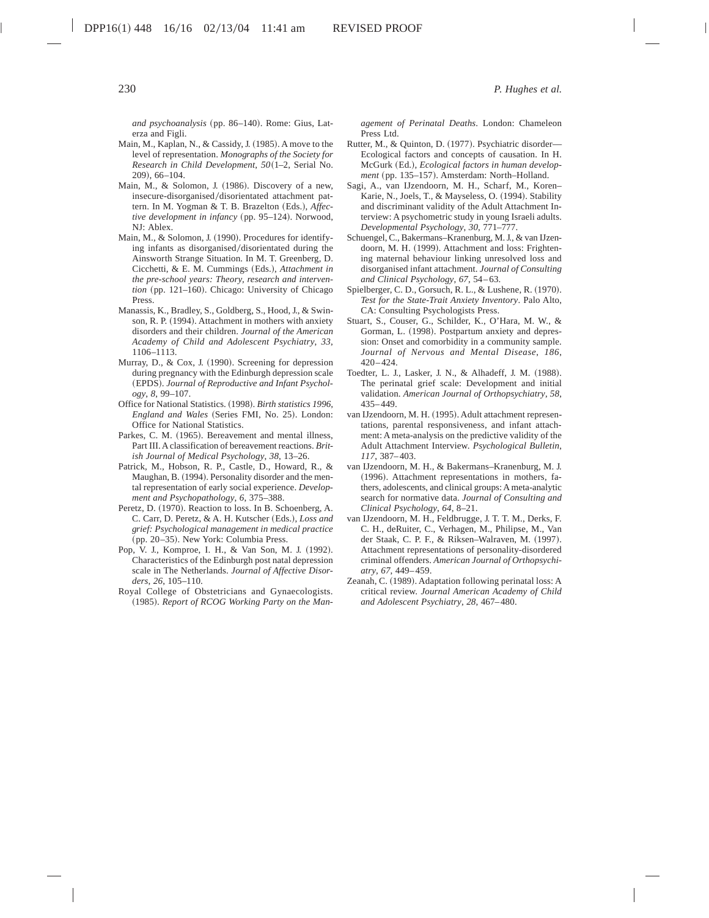*and psychoanalysis* (pp. 86–140). Rome: Gius, Laterza and Figli.

Main, M., Kaplan, N., & Cassidy, J. (1985). A move to the level of representation. *Monographs of the Society for Research in Child Development*, *50*(1–2, Serial No. 209), 66–104.

Main, M., & Solomon, J. (1986). Discovery of a new, insecure-disorganised/disorientated attachment pattern. In M. Yogman & T. B. Brazelton (Eds.), *Affective development in infancy* (pp. 95–124). Norwood, NJ: Ablex.

Main, M., & Solomon, J. (1990). Procedures for identifying infants as disorganised/disorientated during the Ainsworth Strange Situation. In M. T. Greenberg, D. Cicchetti, & E. M. Cummings (Eds.), *Attachment in the pre-school years: Theory, research and intervention* (pp. 121–160). Chicago: University of Chicago Press.

Manassis, K., Bradley, S., Goldberg, S., Hood, J., & Swinson, R. P. (1994). Attachment in mothers with anxiety disorders and their children. *Journal of the American Academy of Child and Adolescent Psychiatry*, *33*, 1106–1113.

Murray, D., & Cox, J. (1990). Screening for depression during pregnancy with the Edinburgh depression scale (EPDS). *Journal of Reproductive and Infant Psychology*, *8*, 99–107.

Office for National Statistics. (1998). *Birth statistics 1996, England and Wales* (Series FMI, No. 25). London: Office for National Statistics.

Parkes, C. M. (1965). Bereavement and mental illness, Part III. A classification of bereavement reactions. *British Journal of Medical Psychology*, *38*, 13–26.

Patrick, M., Hobson, R. P., Castle, D., Howard, R., & Maughan, B. (1994). Personality disorder and the mental representation of early social experience. *Development and Psychopathology*, *6*, 375–388.

Peretz, D. (1970). Reaction to loss. In B. Schoenberg, A. C. Carr, D. Peretz, & A. H. Kutscher (Eds.), *Loss and grief: Psychological management in medical practice* (pp. 20–35). New York: Columbia Press.

Pop, V. J., Komproe, I. H., & Van Son, M. J. (1992). Characteristics of the Edinburgh post natal depression scale in The Netherlands. *Journal of Affective Disorders*, *26*, 105–110.

Royal College of Obstetricians and Gynaecologists. (1985). *Report of RCOG Working Party on the Management of Perinatal Deaths*. London: Chameleon Press Ltd.

Rutter, M., & Quinton, D. (1977). Psychiatric disorder—Ecological factors and concepts of causation. In H. McGurk (Ed.), *Ecological factors in human development* (pp. 135–157). Amsterdam: North–Holland.

Sagi, A., van IJzendoorn, M. H., Scharf, M., Koren–Karie, N., Joels, T., & Mayseless, O. (1994). Stability and discriminant validity of the Adult Attachment Interview: A psychometric study in young Israeli adults. *Developmental Psychology*, *30*, 771–777.

Schuengel, C., Bakermans–Kranenburg, M. J., & van IJzendoorn, M. H. (1999). Attachment and loss: Frightening maternal behaviour linking unresolved loss and disorganised infant attachment. *Journal of Consulting and Clinical Psychology*, *67*, 54–63.

Spielberger, C. D., Gorsuch, R. L., & Lushene, R. (1970). *Test for the State-Trait Anxiety Inventory*. Palo Alto, CA: Consulting Psychologists Press.

Stuart, S., Couser, G., Schilder, K., O'Hara, M. W., & Gorman, L. (1998). Postpartum anxiety and depression: Onset and comorbidity in a community sample. *Journal of Nervous and Mental Disease*, *186*, 420–424.

Toedter, L. J., Lasker, J. N., & Alhadeff, J. M. (1988). The perinatal grief scale: Development and initial validation. *American Journal of Orthopsychiatry*, *58*, 435–449.

van IJzendoorn, M. H. (1995). Adult attachment representations, parental responsiveness, and infant attachment: A meta-analysis on the predictive validity of the Adult Attachment Interview. *Psychological Bulletin*, *117*, 387–403.

van IJzendoorn, M. H., & Bakermans–Kranenburg, M. J. (1996). Attachment representations in mothers, fathers, adolescents, and clinical groups: A meta-analytic search for normative data. *Journal of Consulting and Clinical Psychology*, *64*, 8–21.

van IJzendoorn, M. H., Feldbrugge, J. T. T. M., Derks, F. C. H., deRuiter, C., Verhagen, M., Philipse, M., Van der Staak, C. P. F., & Riksen–Walraven, M. (1997). Attachment representations of personality-disordered criminal offenders. *American Journal of Orthopsychiatry*, *67*, 449–459.

Zeanah, C. (1989). Adaptation following perinatal loss: A critical review. *Journal American Academy of Child and Adolescent Psychiatry*, *28*, 467–480.